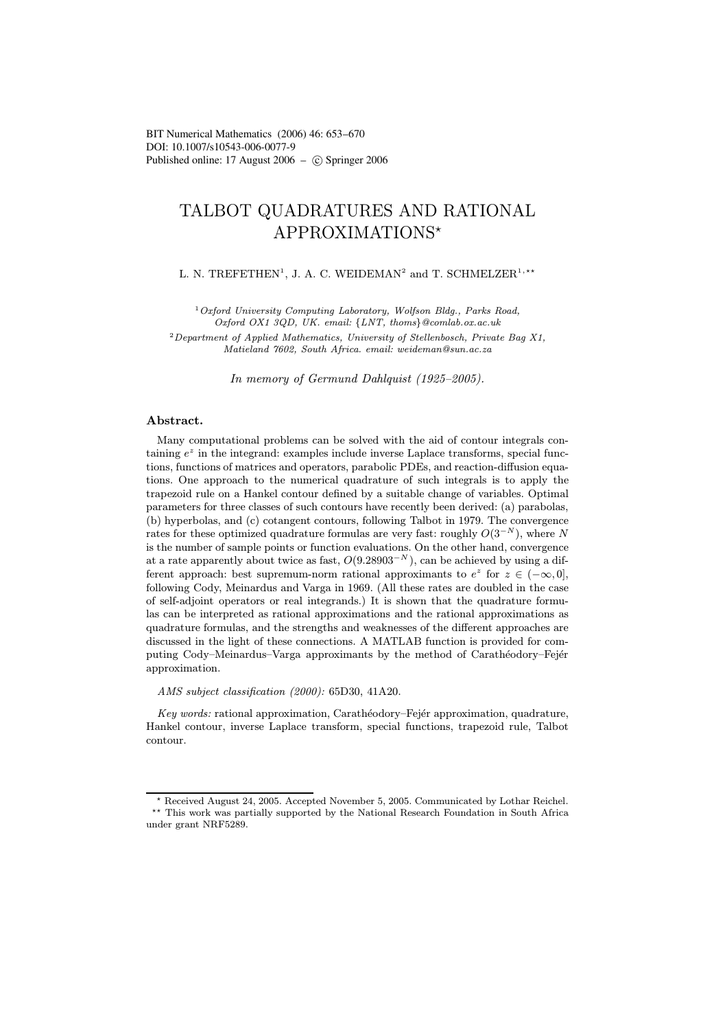BIT Numerical Mathematics (2006) 46: 653–670
DOI: 10.1007/s10543-006-0077-9
Published online: 17 August 2006 – © Springer 2006

# TALBOT QUADRATURES AND RATIONAL APPROXIMATIONS*

L. N. TREFETHEN[1], J. A. C. WEIDEMAN[2] and T. SCHMELZER[1,**]

[1] *Oxford University Computing Laboratory, Wolfson Bldg., Parks Road, Oxford OX1 3QD, UK. email: {LNT, thoms}@comlab.ox.ac.uk*

[2] *Department of Applied Mathematics, University of Stellenbosch, Private Bag X1, Matieland 7602, South Africa. email: weideman@sun.ac.za*

*In memory of Germund Dahlquist (1925–2005).*

## Abstract.

Many computational problems can be solved with the aid of contour integrals containing $e^z$ in the integrand: examples include inverse Laplace transforms, special functions, functions of matrices and operators, parabolic PDEs, and reaction-diffusion equations. One approach to the numerical quadrature of such integrals is to apply the trapezoid rule on a Hankel contour defined by a suitable change of variables. Optimal parameters for three classes of such contours have recently been derived: (a) parabolas, (b) hyperbolas, and (c) cotangent contours, following Talbot in 1979. The convergence rates for these optimized quadrature formulas are very fast: roughly $O(3^{-N})$, where $N$ is the number of sample points or function evaluations. On the other hand, convergence at a rate apparently about twice as fast, $O(9.28903^{-N})$, can be achieved by using a different approach: best supremum-norm rational approximants to $e^z$ for $z \in (-\infty, 0]$, following Cody, Meinardus and Varga in 1969. (All these rates are doubled in the case of self-adjoint operators or real integrands.) It is shown that the quadrature formulas can be interpreted as rational approximations and the rational approximations as quadrature formulas, and the strengths and weaknesses of the different approaches are discussed in the light of these connections. A MATLAB function is provided for computing Cody–Meinardus–Varga approximants by the method of Carathéodory–Fejér approximation.

*AMS subject classification (2000):* 65D30, 41A20.

*Key words:* rational approximation, Carathéodory–Fejér approximation, quadrature, Hankel contour, inverse Laplace transform, special functions, trapezoid rule, Talbot contour.

---

* Received August 24, 2005. Accepted November 5, 2005. Communicated by Lothar Reichel.

** This work was partially supported by the National Research Foundation in South Africa under grant NRF5289.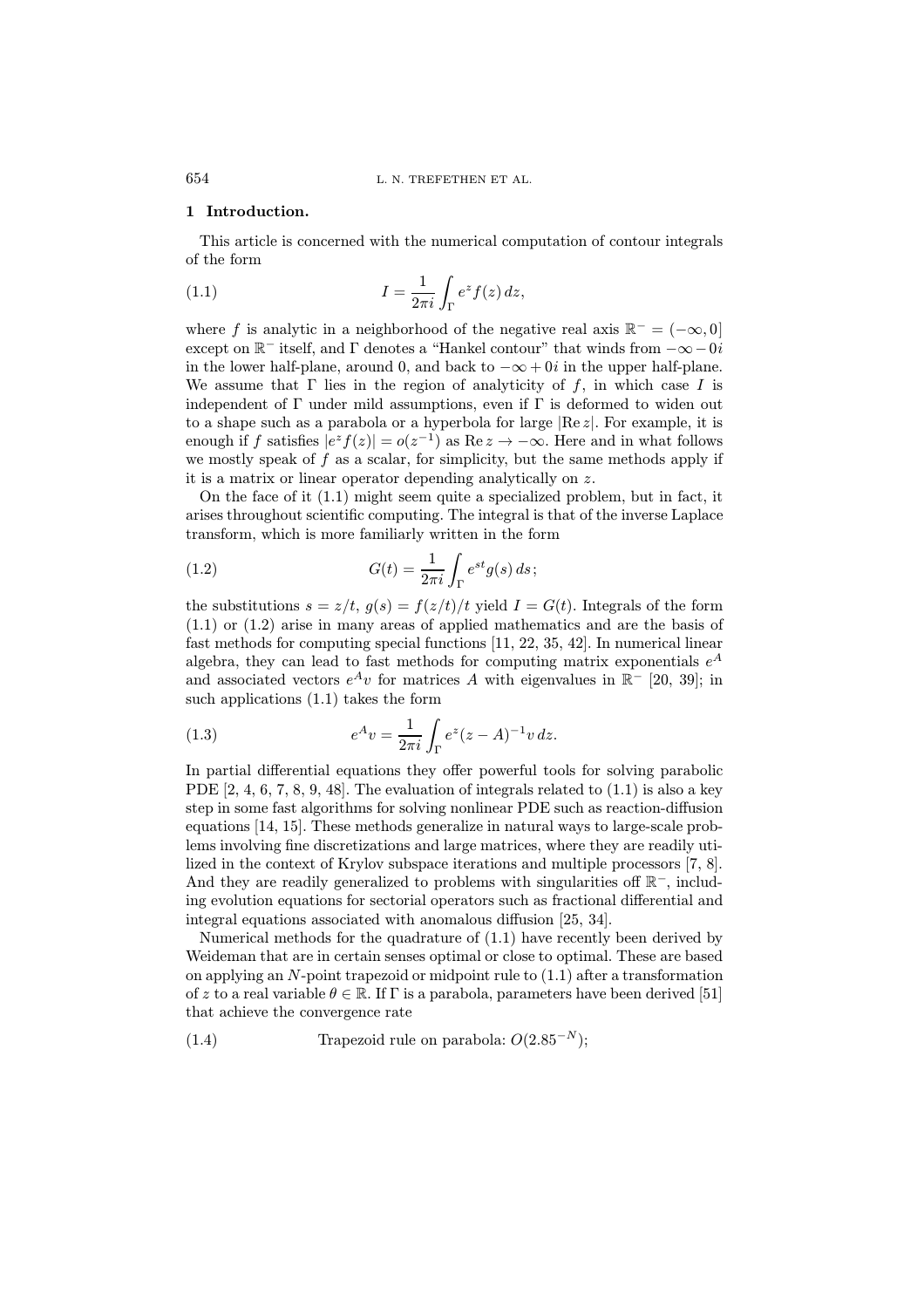## 1 Introduction.

This article is concerned with the numerical computation of contour integrals of the form

$$I = \frac{1}{2\pi i}\int_\Gamma e^z f(z)\,dz, \tag{1.1}$$

where $f$ is analytic in a neighborhood of the negative real axis $\mathbb{R}^- = (-\infty, 0]$ except on $\mathbb{R}^-$ itself, and $\Gamma$ denotes a "Hankel contour" that winds from $-\infty - 0i$ in the lower half-plane, around 0, and back to $-\infty + 0i$ in the upper half-plane. We assume that $\Gamma$ lies in the region of analyticity of $f$, in which case $I$ is independent of $\Gamma$ under mild assumptions, even if $\Gamma$ is deformed to widen out to a shape such as a parabola or a hyperbola for large $|\mathrm{Re}\, z|$. For example, it is enough if $f$ satisfies $|e^z f(z)| = o(z^{-1})$ as $\mathrm{Re}\, z \to -\infty$. Here and in what follows we mostly speak of $f$ as a scalar, for simplicity, but the same methods apply if it is a matrix or linear operator depending analytically on $z$.

On the face of it (1.1) might seem quite a specialized problem, but in fact, it arises throughout scientific computing. The integral is that of the inverse Laplace transform, which is more familiarly written in the form

$$G(t) = \frac{1}{2\pi i}\int_\Gamma e^{st} g(s)\,ds\,; \tag{1.2}$$

the substitutions $s = z/t$, $g(s) = f(z/t)/t$ yield $I = G(t)$. Integrals of the form (1.1) or (1.2) arise in many areas of applied mathematics and are the basis of fast methods for computing special functions [11, 22, 35, 42]. In numerical linear algebra, they can lead to fast methods for computing matrix exponentials $e^A$ and associated vectors $e^A v$ for matrices $A$ with eigenvalues in $\mathbb{R}^-$ [20, 39]; in such applications (1.1) takes the form

$$e^A v = \frac{1}{2\pi i}\int_\Gamma e^z (z - A)^{-1} v\,dz. \tag{1.3}$$

In partial differential equations they offer powerful tools for solving parabolic PDE [2, 4, 6, 7, 8, 9, 48]. The evaluation of integrals related to (1.1) is also a key step in some fast algorithms for solving nonlinear PDE such as reaction-diffusion equations [14, 15]. These methods generalize in natural ways to large-scale problems involving fine discretizations and large matrices, where they are readily utilized in the context of Krylov subspace iterations and multiple processors [7, 8]. And they are readily generalized to problems with singularities off $\mathbb{R}^-$, including evolution equations for sectorial operators such as fractional differential and integral equations associated with anomalous diffusion [25, 34].

Numerical methods for the quadrature of (1.1) have recently been derived by Weideman that are in certain senses optimal or close to optimal. These are based on applying an $N$-point trapezoid or midpoint rule to (1.1) after a transformation of $z$ to a real variable $\theta \in \mathbb{R}$. If $\Gamma$ is a parabola, parameters have been derived [51] that achieve the convergence rate

$$\text{Trapezoid rule on parabola: } O(2.85^{-N}); \tag{1.4}$$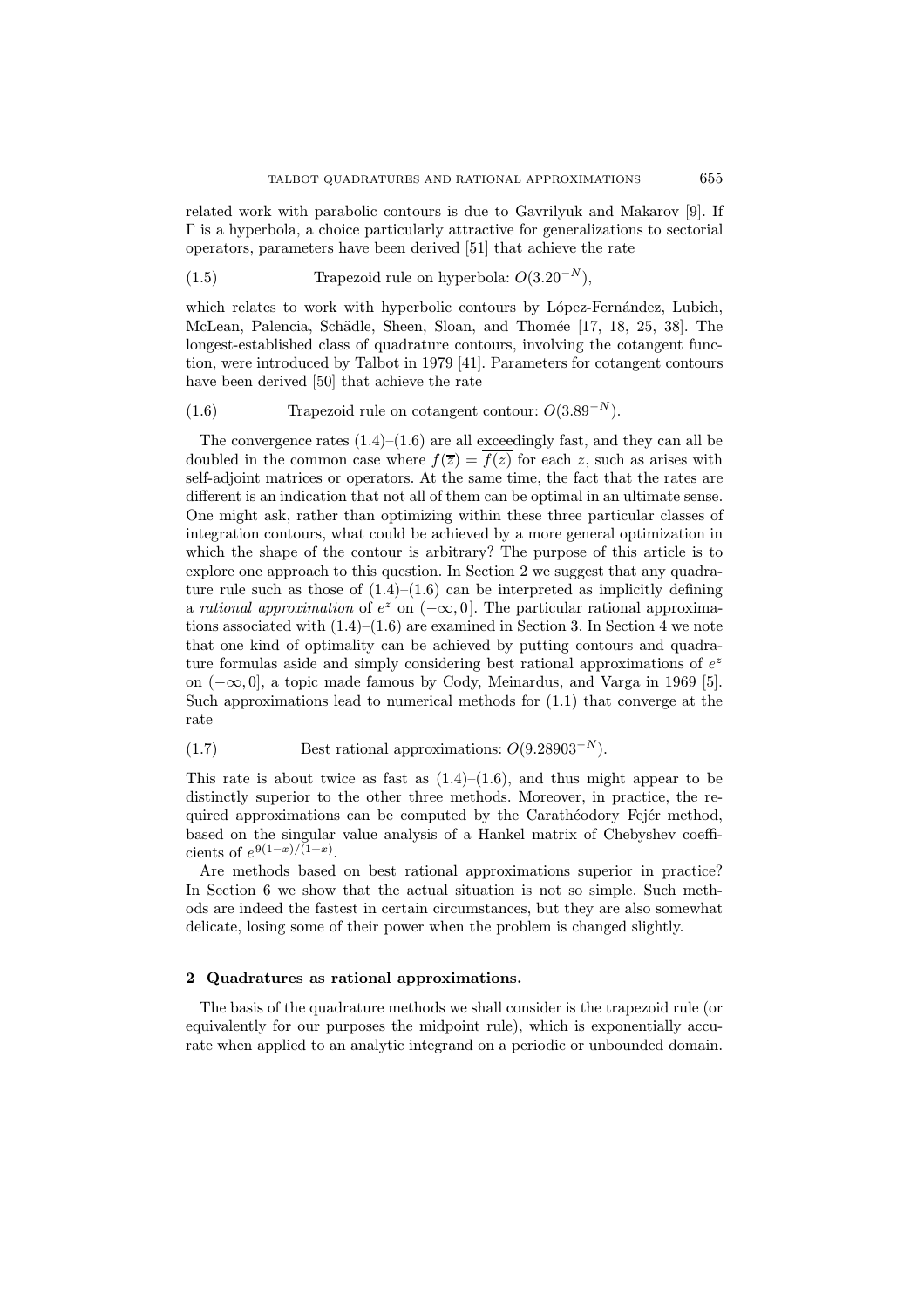related work with parabolic contours is due to Gavrilyuk and Makarov [9]. If $\Gamma$ is a hyperbola, a choice particularly attractive for generalizations to sectorial operators, parameters have been derived [51] that achieve the rate

$$\text{Trapezoid rule on hyperbola: } O(3.20^{-N}), \tag{1.5}$$

which relates to work with hyperbolic contours by López-Fernández, Lubich, McLean, Palencia, Schädle, Sheen, Sloan, and Thomée [17, 18, 25, 38]. The longest-established class of quadrature contours, involving the cotangent function, were introduced by Talbot in 1979 [41]. Parameters for cotangent contours have been derived [50] that achieve the rate

$$\text{Trapezoid rule on cotangent contour: } O(3.89^{-N}). \tag{1.6}$$

The convergence rates (1.4)–(1.6) are all exceedingly fast, and they can all be doubled in the common case where $f(\overline{z}) = \overline{f(z)}$ for each $z$, such as arises with self-adjoint matrices or operators. At the same time, the fact that the rates are different is an indication that not all of them can be optimal in an ultimate sense. One might ask, rather than optimizing within these three particular classes of integration contours, what could be achieved by a more general optimization in which the shape of the contour is arbitrary? The purpose of this article is to explore one approach to this question. In Section 2 we suggest that any quadrature rule such as those of (1.4)–(1.6) can be interpreted as implicitly defining a *rational approximation* of $e^z$ on $(-\infty, 0]$. The particular rational approximations associated with (1.4)–(1.6) are examined in Section 3. In Section 4 we note that one kind of optimality can be achieved by putting contours and quadrature formulas aside and simply considering best rational approximations of $e^z$ on $(-\infty, 0]$, a topic made famous by Cody, Meinardus, and Varga in 1969 [5]. Such approximations lead to numerical methods for (1.1) that converge at the rate

$$\text{Best rational approximations: } O(9.28903^{-N}). \tag{1.7}$$

This rate is about twice as fast as (1.4)–(1.6), and thus might appear to be distinctly superior to the other three methods. Moreover, in practice, the required approximations can be computed by the Carathéodory–Fejér method, based on the singular value analysis of a Hankel matrix of Chebyshev coefficients of $e^{9(1-x)/(1+x)}$.

Are methods based on best rational approximations superior in practice? In Section 6 we show that the actual situation is not so simple. Such methods are indeed the fastest in certain circumstances, but they are also somewhat delicate, losing some of their power when the problem is changed slightly.

## 2 Quadratures as rational approximations.

The basis of the quadrature methods we shall consider is the trapezoid rule (or equivalently for our purposes the midpoint rule), which is exponentially accurate when applied to an analytic integrand on a periodic or unbounded domain.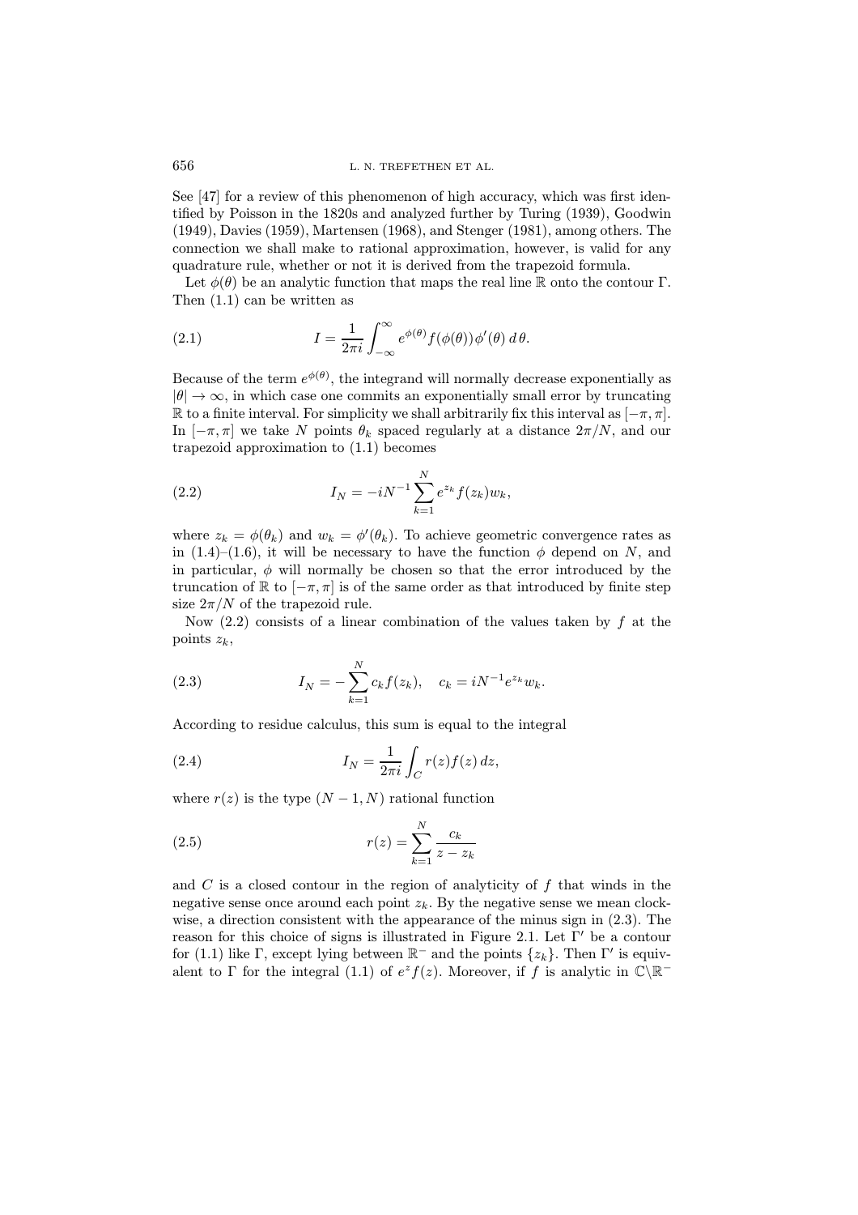See [47] for a review of this phenomenon of high accuracy, which was first identified by Poisson in the 1820s and analyzed further by Turing (1939), Goodwin (1949), Davies (1959), Martensen (1968), and Stenger (1981), among others. The connection we shall make to rational approximation, however, is valid for any quadrature rule, whether or not it is derived from the trapezoid formula.

Let $\phi(\theta)$ be an analytic function that maps the real line $\mathbb{R}$ onto the contour $\Gamma$. Then (1.1) can be written as

$$I = \frac{1}{2\pi i} \int_{-\infty}^{\infty} e^{\phi(\theta)} f(\phi(\theta)) \phi'(\theta)\, d\theta. \tag{2.1}$$

Because of the term $e^{\phi(\theta)}$, the integrand will normally decrease exponentially as $|\theta| \to \infty$, in which case one commits an exponentially small error by truncating $\mathbb{R}$ to a finite interval. For simplicity we shall arbitrarily fix this interval as $[-\pi, \pi]$. In $[-\pi, \pi]$ we take $N$ points $\theta_k$ spaced regularly at a distance $2\pi/N$, and our trapezoid approximation to (1.1) becomes

$$I_N = -iN^{-1} \sum_{k=1}^{N} e^{z_k} f(z_k) w_k, \tag{2.2}$$

where $z_k = \phi(\theta_k)$ and $w_k = \phi'(\theta_k)$. To achieve geometric convergence rates as in (1.4)–(1.6), it will be necessary to have the function $\phi$ depend on $N$, and in particular, $\phi$ will normally be chosen so that the error introduced by the truncation of $\mathbb{R}$ to $[-\pi, \pi]$ is of the same order as that introduced by finite step size $2\pi/N$ of the trapezoid rule.

Now (2.2) consists of a linear combination of the values taken by $f$ at the points $z_k$,

$$I_N = -\sum_{k=1}^{N} c_k f(z_k), \quad c_k = iN^{-1} e^{z_k} w_k. \tag{2.3}$$

According to residue calculus, this sum is equal to the integral

$$I_N = \frac{1}{2\pi i} \int_C r(z) f(z)\, dz, \tag{2.4}$$

where $r(z)$ is the type $(N-1, N)$ rational function

$$r(z) = \sum_{k=1}^{N} \frac{c_k}{z - z_k} \tag{2.5}$$

and $C$ is a closed contour in the region of analyticity of $f$ that winds in the negative sense once around each point $z_k$. By the negative sense we mean clockwise, a direction consistent with the appearance of the minus sign in (2.3). The reason for this choice of signs is illustrated in Figure 2.1. Let $\Gamma'$ be a contour for (1.1) like $\Gamma$, except lying between $\mathbb{R}^-$ and the points $\{z_k\}$. Then $\Gamma'$ is equivalent to $\Gamma$ for the integral (1.1) of $e^z f(z)$. Moreover, if $f$ is analytic in $\mathbb{C}\backslash\mathbb{R}^-$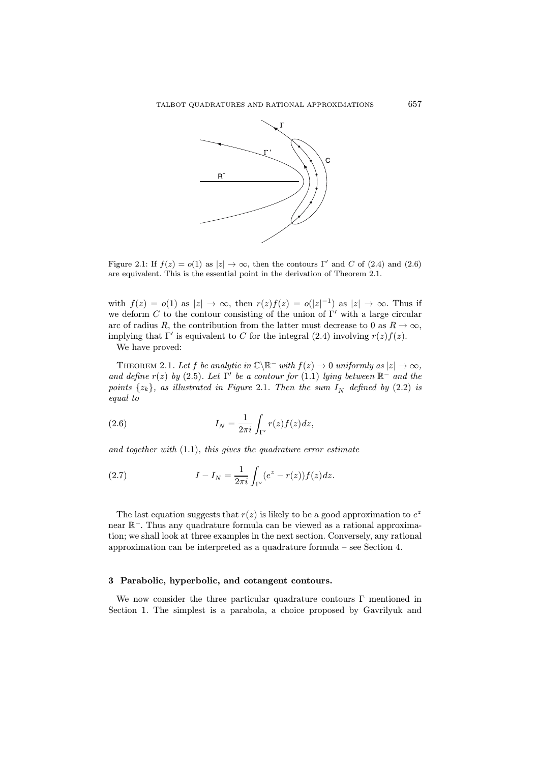Figure 2.1: If $f(z) = o(1)$ as $|z| \to \infty$, then the contours $\Gamma'$ and $C$ of (2.4) and (2.6) are equivalent. This is the essential point in the derivation of Theorem 2.1.

with $f(z) = o(1)$ as $|z| \to \infty$, then $r(z)f(z) = o(|z|^{-1})$ as $|z| \to \infty$. Thus if we deform $C$ to the contour consisting of the union of $\Gamma'$ with a large circular arc of radius $R$, the contribution from the latter must decrease to 0 as $R \to \infty$, implying that $\Gamma'$ is equivalent to $C$ for the integral (2.4) involving $r(z)f(z)$.

We have proved:

THEOREM 2.1. *Let $f$ be analytic in $\mathbb{C}\backslash\mathbb{R}^-$ with $f(z) \to 0$ uniformly as $|z| \to \infty$, and define $r(z)$ by* (2.5). *Let $\Gamma'$ be a contour for* (1.1) *lying between $\mathbb{R}^-$ and the points $\{z_k\}$, as illustrated in Figure* 2.1. *Then the sum $I_N$ defined by* (2.2) *is equal to*

$$I_N = \frac{1}{2\pi i}\int_{\Gamma'} r(z)f(z)dz, \tag{2.6}$$

*and together with* (1.1), *this gives the quadrature error estimate*

$$I - I_N = \frac{1}{2\pi i}\int_{\Gamma'} (e^z - r(z))f(z)dz. \tag{2.7}$$

The last equation suggests that $r(z)$ is likely to be a good approximation to $e^z$ near $\mathbb{R}^-$. Thus any quadrature formula can be viewed as a rational approximation; we shall look at three examples in the next section. Conversely, any rational approximation can be interpreted as a quadrature formula – see Section 4.

## 3 Parabolic, hyperbolic, and cotangent contours.

We now consider the three particular quadrature contours $\Gamma$ mentioned in Section 1. The simplest is a parabola, a choice proposed by Gavrilyuk and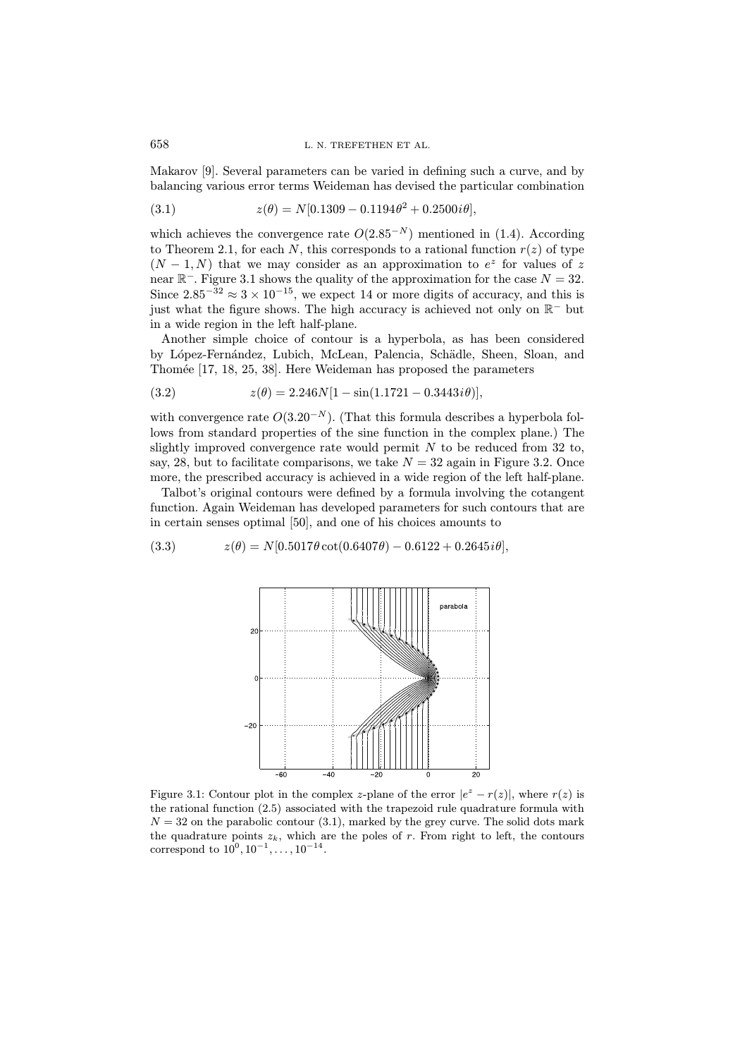Makarov [9]. Several parameters can be varied in defining such a curve, and by balancing various error terms Weideman has devised the particular combination

$$z(\theta) = N[0.1309 - 0.1194\theta^2 + 0.2500i\theta], \tag{3.1}$$

which achieves the convergence rate $O(2.85^{-N})$ mentioned in (1.4). According to Theorem 2.1, for each $N$, this corresponds to a rational function $r(z)$ of type $(N-1, N)$ that we may consider as an approximation to $e^z$ for values of $z$ near $\mathbb{R}^-$. Figure 3.1 shows the quality of the approximation for the case $N = 32$. Since $2.85^{-32} \approx 3 \times 10^{-15}$, we expect 14 or more digits of accuracy, and this is just what the figure shows. The high accuracy is achieved not only on $\mathbb{R}^-$ but in a wide region in the left half-plane.

Another simple choice of contour is a hyperbola, as has been considered by López-Fernández, Lubich, McLean, Palencia, Schädle, Sheen, Sloan, and Thomée [17, 18, 25, 38]. Here Weideman has proposed the parameters

$$z(\theta) = 2.246N[1 - \sin(1.1721 - 0.3443i\theta)], \tag{3.2}$$

with convergence rate $O(3.20^{-N})$. (That this formula describes a hyperbola follows from standard properties of the sine function in the complex plane.) The slightly improved convergence rate would permit $N$ to be reduced from 32 to, say, 28, but to facilitate comparisons, we take $N = 32$ again in Figure 3.2. Once more, the prescribed accuracy is achieved in a wide region of the left half-plane.

Talbot's original contours were defined by a formula involving the cotangent function. Again Weideman has developed parameters for such contours that are in certain senses optimal [50], and one of his choices amounts to

$$z(\theta) = N[0.5017\theta\cot(0.6407\theta) - 0.6122 + 0.2645i\theta], \tag{3.3}$$

Figure 3.1: Contour plot in the complex $z$-plane of the error $|e^z - r(z)|$, where $r(z)$ is the rational function (2.5) associated with the trapezoid rule quadrature formula with $N = 32$ on the parabolic contour (3.1), marked by the grey curve. The solid dots mark the quadrature points $z_k$, which are the poles of $r$. From right to left, the contours correspond to $10^0, 10^{-1}, \ldots, 10^{-14}$.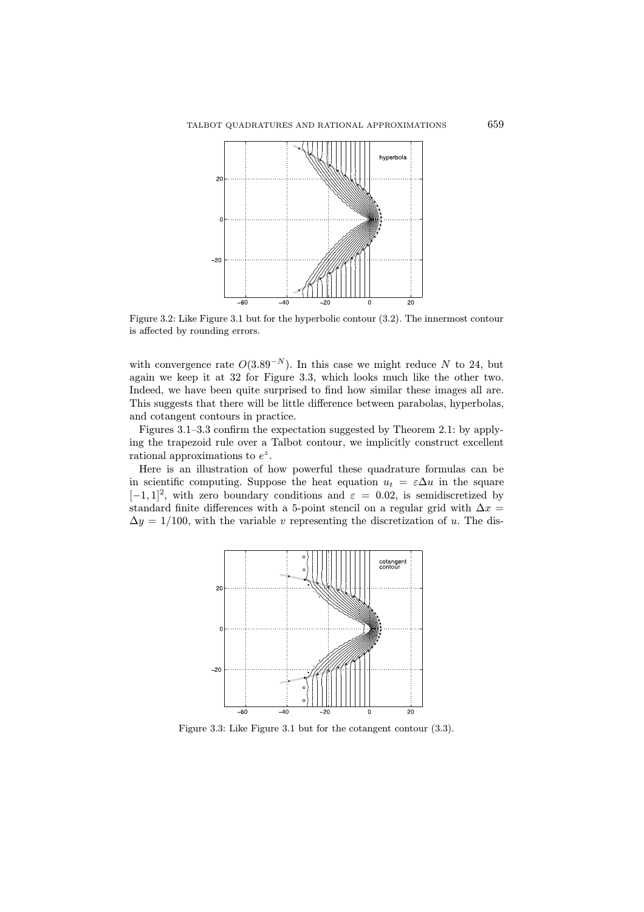Figure 3.2: Like Figure 3.1 but for the hyperbolic contour (3.2). The innermost contour is affected by rounding errors.

with convergence rate $O(3.89^{-N})$. In this case we might reduce $N$ to 24, but again we keep it at 32 for Figure 3.3, which looks much like the other two. Indeed, we have been quite surprised to find how similar these images all are. This suggests that there will be little difference between parabolas, hyperbolas, and cotangent contours in practice.

Figures 3.1–3.3 confirm the expectation suggested by Theorem 2.1: by applying the trapezoid rule over a Talbot contour, we implicitly construct excellent rational approximations to $e^z$.

Here is an illustration of how powerful these quadrature formulas can be in scientific computing. Suppose the heat equation $u_t = \varepsilon \Delta u$ in the square $[-1, 1]^2$, with zero boundary conditions and $\varepsilon = 0.02$, is semidiscretized by standard finite differences with a 5-point stencil on a regular grid with $\Delta x = \Delta y = 1/100$, with the variable $v$ representing the discretization of $u$. The dis-

Figure 3.3: Like Figure 3.1 but for the cotangent contour (3.3).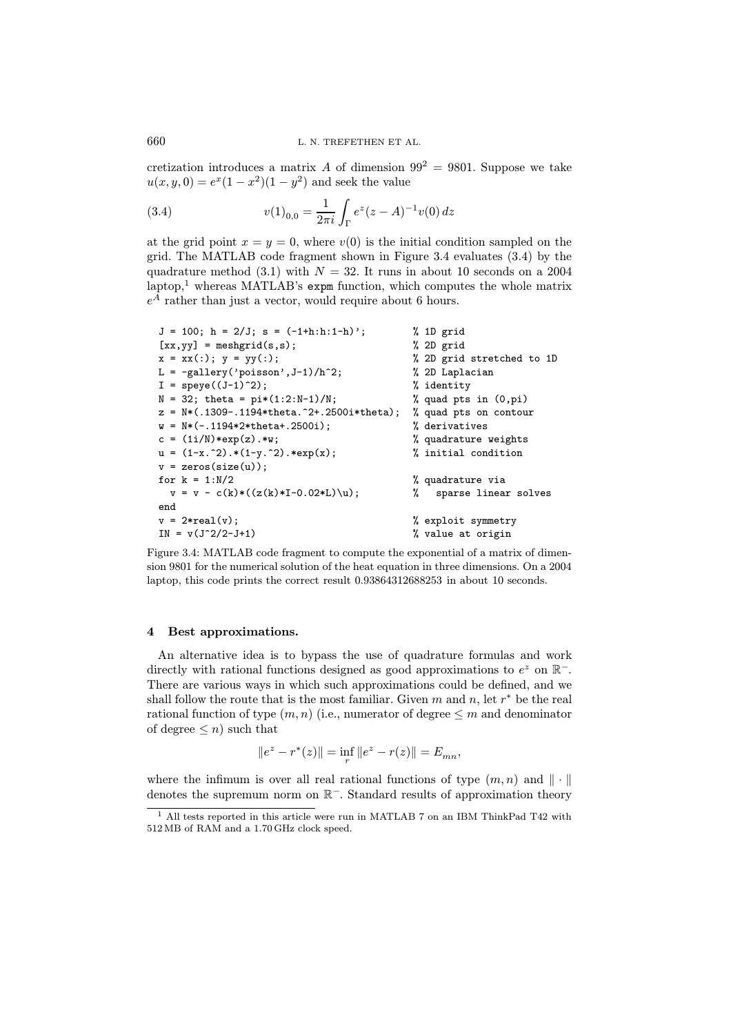cretization introduces a matrix $A$ of dimension $99^2 = 9801$. Suppose we take $u(x, y, 0) = e^x(1 - x^2)(1 - y^2)$ and seek the value

$$v(1)_{0,0} = \frac{1}{2\pi i} \int_\Gamma e^z (z - A)^{-1} v(0)\, dz \tag{3.4}$$

at the grid point $x = y = 0$, where $v(0)$ is the initial condition sampled on the grid. The MATLAB code fragment shown in Figure 3.4 evaluates (3.4) by the quadrature method (3.1) with $N = 32$. It runs in about 10 seconds on a 2004 laptop,[1] whereas MATLAB's `expm` function, which computes the whole matrix $e^A$ rather than just a vector, would require about 6 hours.

```
J = 100; h = 2/J; s = (-1+h:h:1-h)';          % 1D grid
[xx,yy] = meshgrid(s,s);                       % 2D grid
x = xx(:); y = yy(:);                          % 2D grid stretched to 1D
L = -gallery('poisson',J-1)/h^2;               % 2D Laplacian
I = speye((J-1)^2);                            % identity
N = 32; theta = pi*(1:2:N-1)/N;                % quad pts in (0,pi)
z = N*(.1309-.1194*theta.^2+.2500i*theta);     % quad pts on contour
w = N*(-.1194*2*theta+.2500i);                 % derivatives
c = (1i/N)*exp(z).*w;                          % quadrature weights
u = (1-x.^2).*(1-y.^2).*exp(x);                % initial condition
v = zeros(size(u));
for k = 1:N/2                                  % quadrature via
  v = v - c(k)*((z(k)*I-0.02*L)\u);            %   sparse linear solves
end
v = 2*real(v);                                 % exploit symmetry
IN = v(J^2/2-J+1)                              % value at origin
```

Figure 3.4: MATLAB code fragment to compute the exponential of a matrix of dimension 9801 for the numerical solution of the heat equation in three dimensions. On a 2004 laptop, this code prints the correct result 0.93864312688253 in about 10 seconds.

## 4 Best approximations.

An alternative idea is to bypass the use of quadrature formulas and work directly with rational functions designed as good approximations to $e^z$ on $\mathbb{R}^-$. There are various ways in which such approximations could be defined, and we shall follow the route that is the most familiar. Given $m$ and $n$, let $r^*$ be the real rational function of type $(m, n)$ (i.e., numerator of degree $\leq m$ and denominator of degree $\leq n$) such that

$$\|e^z - r^*(z)\| = \inf_r \|e^z - r(z)\| = E_{mn},$$

where the infimum is over all real rational functions of type $(m, n)$ and $\|\cdot\|$ denotes the supremum norm on $\mathbb{R}^-$. Standard results of approximation theory

[1] All tests reported in this article were run in MATLAB 7 on an IBM ThinkPad T42 with 512 MB of RAM and a 1.70 GHz clock speed.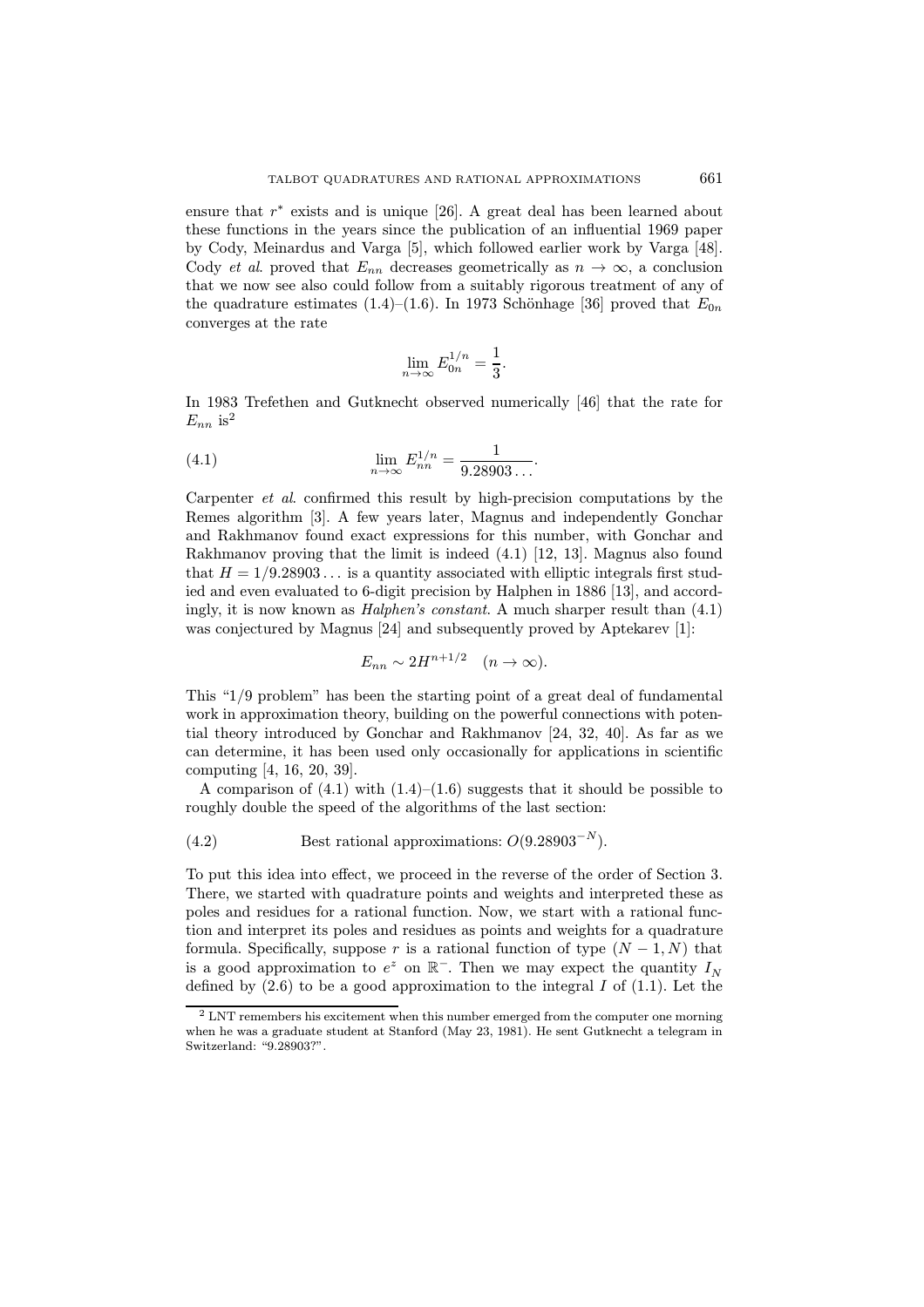ensure that $r^*$ exists and is unique [26]. A great deal has been learned about these functions in the years since the publication of an influential 1969 paper by Cody, Meinardus and Varga [5], which followed earlier work by Varga [48]. Cody *et al.* proved that $E_{nn}$ decreases geometrically as $n \to \infty$, a conclusion that we now see also could follow from a suitably rigorous treatment of any of the quadrature estimates (1.4)–(1.6). In 1973 Schönhage [36] proved that $E_{0n}$ converges at the rate

$$\lim_{n\to\infty} E_{0n}^{1/n} = \frac{1}{3}.$$

In 1983 Trefethen and Gutknecht observed numerically [46] that the rate for $E_{nn}$ is[2]

$$\lim_{n\to\infty} E_{nn}^{1/n} = \frac{1}{9.28903\ldots}. \tag{4.1}$$

Carpenter *et al.* confirmed this result by high-precision computations by the Remes algorithm [3]. A few years later, Magnus and independently Gonchar and Rakhmanov found exact expressions for this number, with Gonchar and Rakhmanov proving that the limit is indeed (4.1) [12, 13]. Magnus also found that $H = 1/9.28903\ldots$ is a quantity associated with elliptic integrals first studied and even evaluated to 6-digit precision by Halphen in 1886 [13], and accordingly, it is now known as *Halphen's constant*. A much sharper result than (4.1) was conjectured by Magnus [24] and subsequently proved by Aptekarev [1]:

$$E_{nn} \sim 2H^{n+1/2} \quad (n \to \infty).$$

This "1/9 problem" has been the starting point of a great deal of fundamental work in approximation theory, building on the powerful connections with potential theory introduced by Gonchar and Rakhmanov [24, 32, 40]. As far as we can determine, it has been used only occasionally for applications in scientific computing [4, 16, 20, 39].

A comparison of (4.1) with (1.4)–(1.6) suggests that it should be possible to roughly double the speed of the algorithms of the last section:

$$\text{Best rational approximations: } O(9.28903^{-N}). \tag{4.2}$$

To put this idea into effect, we proceed in the reverse of the order of Section 3. There, we started with quadrature points and weights and interpreted these as poles and residues for a rational function. Now, we start with a rational function and interpret its poles and residues as points and weights for a quadrature formula. Specifically, suppose $r$ is a rational function of type $(N-1, N)$ that is a good approximation to $e^z$ on $\mathbb{R}^-$. Then we may expect the quantity $I_N$ defined by (2.6) to be a good approximation to the integral $I$ of (1.1). Let the

[2] LNT remembers his excitement when this number emerged from the computer one morning when he was a graduate student at Stanford (May 23, 1981). He sent Gutknecht a telegram in Switzerland: "9.28903?".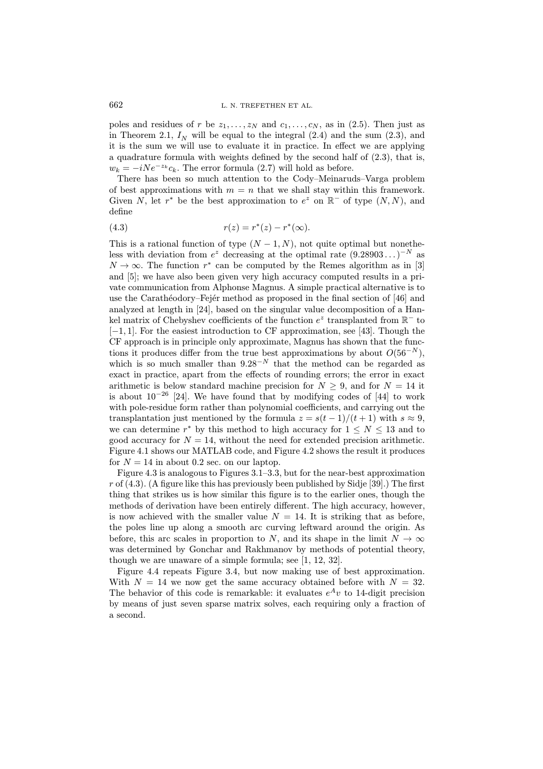poles and residues of $r$ be $z_1, \ldots, z_N$ and $c_1, \ldots, c_N$, as in (2.5). Then just as in Theorem 2.1, $I_N$ will be equal to the integral (2.4) and the sum (2.3), and it is the sum we will use to evaluate it in practice. In effect we are applying a quadrature formula with weights defined by the second half of (2.3), that is, $w_k = -iNe^{-z_k}c_k$. The error formula (2.7) will hold as before.

There has been so much attention to the Cody–Meinaruds–Varga problem of best approximations with $m = n$ that we shall stay within this framework. Given $N$, let $r^*$ be the best approximation to $e^z$ on $\mathbb{R}^-$ of type $(N, N)$, and define

$$r(z) = r^*(z) - r^*(\infty). \tag{4.3}$$

This is a rational function of type $(N-1, N)$, not quite optimal but nonetheless with deviation from $e^z$ decreasing at the optimal rate $(9.28903\ldots)^{-N}$ as $N \to \infty$. The function $r^*$ can be computed by the Remes algorithm as in [3] and [5]; we have also been given very high accuracy computed results in a private communication from Alphonse Magnus. A simple practical alternative is to use the Carathéodory–Fejér method as proposed in the final section of [46] and analyzed at length in [24], based on the singular value decomposition of a Hankel matrix of Chebyshev coefficients of the function $e^z$ transplanted from $\mathbb{R}^-$ to $[-1, 1]$. For the easiest introduction to CF approximation, see [43]. Though the CF approach is in principle only approximate, Magnus has shown that the functions it produces differ from the true best approximations by about $O(56^{-N})$, which is so much smaller than $9.28^{-N}$ that the method can be regarded as exact in practice, apart from the effects of rounding errors; the error in exact arithmetic is below standard machine precision for $N \geq 9$, and for $N = 14$ it is about $10^{-26}$ [24]. We have found that by modifying codes of [44] to work with pole-residue form rather than polynomial coefficients, and carrying out the transplantation just mentioned by the formula $z = s(t-1)/(t+1)$ with $s \approx 9$, we can determine $r^*$ by this method to high accuracy for $1 \leq N \leq 13$ and to good accuracy for $N = 14$, without the need for extended precision arithmetic. Figure 4.1 shows our MATLAB code, and Figure 4.2 shows the result it produces for $N = 14$ in about 0.2 sec. on our laptop.

Figure 4.3 is analogous to Figures 3.1–3.3, but for the near-best approximation $r$ of (4.3). (A figure like this has previously been published by Sidje [39].) The first thing that strikes us is how similar this figure is to the earlier ones, though the methods of derivation have been entirely different. The high accuracy, however, is now achieved with the smaller value $N = 14$. It is striking that as before, the poles line up along a smooth arc curving leftward around the origin. As before, this arc scales in proportion to $N$, and its shape in the limit $N \to \infty$ was determined by Gonchar and Rakhmanov by methods of potential theory, though we are unaware of a simple formula; see [1, 12, 32].

Figure 4.4 repeats Figure 3.4, but now making use of best approximation. With $N = 14$ we now get the same accuracy obtained before with $N = 32$. The behavior of this code is remarkable: it evaluates $e^A v$ to 14-digit precision by means of just seven sparse matrix solves, each requiring only a fraction of a second.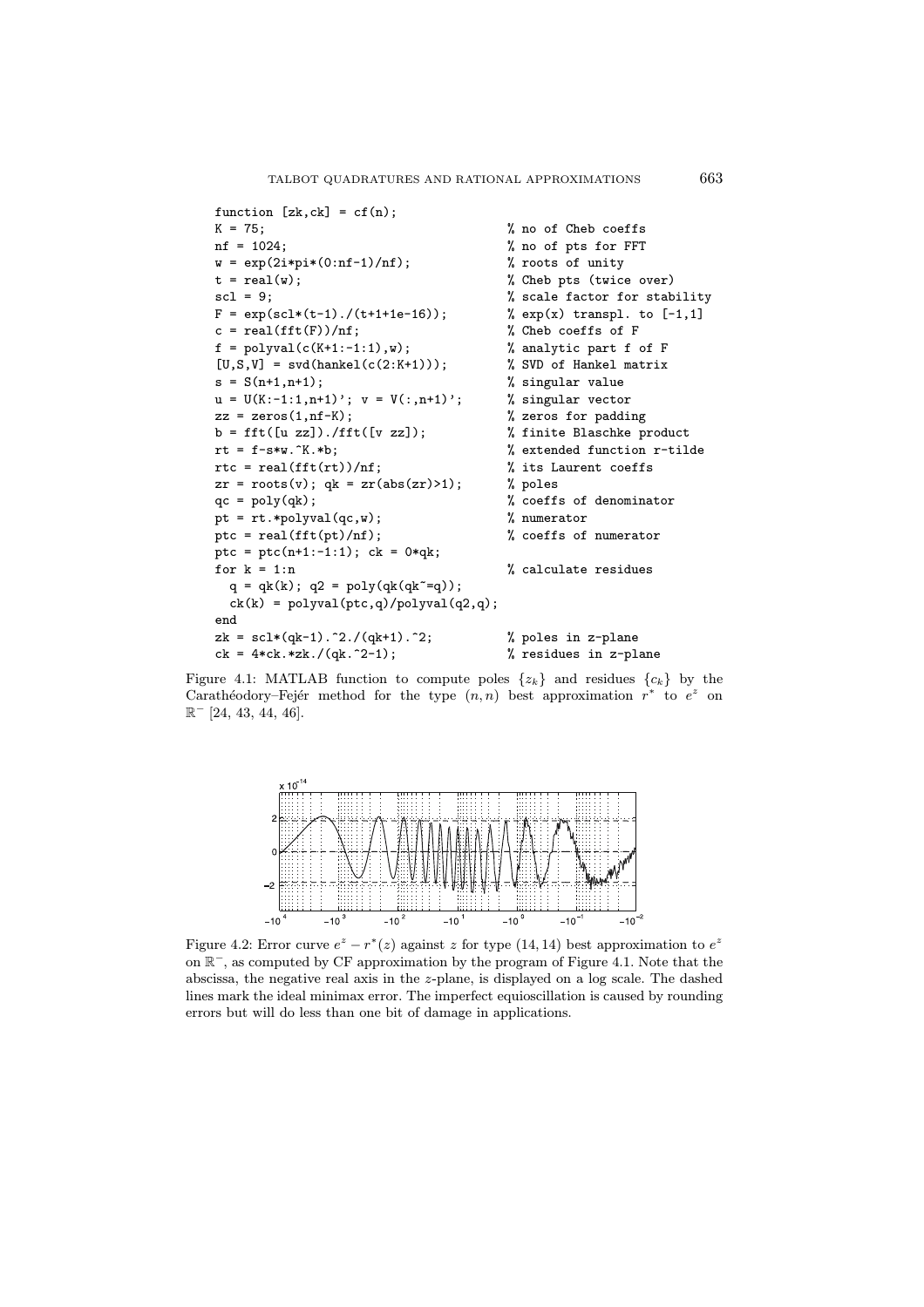```
function [zk,ck] = cf(n);
K = 75;                                    % no of Cheb coeffs
nf = 1024;                                 % no of pts for FFT
w = exp(2i*pi*(0:nf-1)/nf);                % roots of unity
t = real(w);                               % Cheb pts (twice over)
scl = 9;                                   % scale factor for stability
F = exp(scl*(t-1)./(t+1+1e-16));           % exp(x) transpl. to [-1,1]
c = real(fft(F))/nf;                       % Cheb coeffs of F
f = polyval(c(K+1:-1:1),w);                % analytic part f of F
[U,S,V] = svd(hankel(c(2:K+1)));           % SVD of Hankel matrix
s = S(n+1,n+1);                            % singular value
u = U(K:-1:1,n+1)'; v = V(:,n+1)';         % singular vector
zz = zeros(1,nf-K);                        % zeros for padding
b = fft([u zz])./fft([v zz]);              % finite Blaschke product
rt = f-s*w.^K.*b;                          % extended function r-tilde
rtc = real(fft(rt))/nf;                    % its Laurent coeffs
zr = roots(v); qk = zr(abs(zr)>1);         % poles
qc = poly(qk);                             % coeffs of denominator
pt = rt.*polyval(qc,w);                    % numerator
ptc = real(fft(pt)/nf);                    % coeffs of numerator
ptc = ptc(n+1:-1:1); ck = 0*qk;
for k = 1:n                                % calculate residues
  q = qk(k); q2 = poly(qk(qk~=q));
  ck(k) = polyval(ptc,q)/polyval(q2,q);
end
zk = scl*(qk-1).^2./(qk+1).^2;             % poles in z-plane
ck = 4*ck.*zk./(qk.^2-1);                  % residues in z-plane
```

Figure 4.1: MATLAB function to compute poles $\{z_k\}$ and residues $\{c_k\}$ by the Carathéodory–Fejér method for the type $(n, n)$ best approximation $r^*$ to $e^z$ on $\mathbb{R}^-$ [24, 43, 44, 46].

Figure 4.2: Error curve $e^z - r^*(z)$ against $z$ for type $(14, 14)$ best approximation to $e^z$ on $\mathbb{R}^-$, as computed by CF approximation by the program of Figure 4.1. Note that the abscissa, the negative real axis in the $z$-plane, is displayed on a log scale. The dashed lines mark the ideal minimax error. The imperfect equioscillation is caused by rounding errors but will do less than one bit of damage in applications.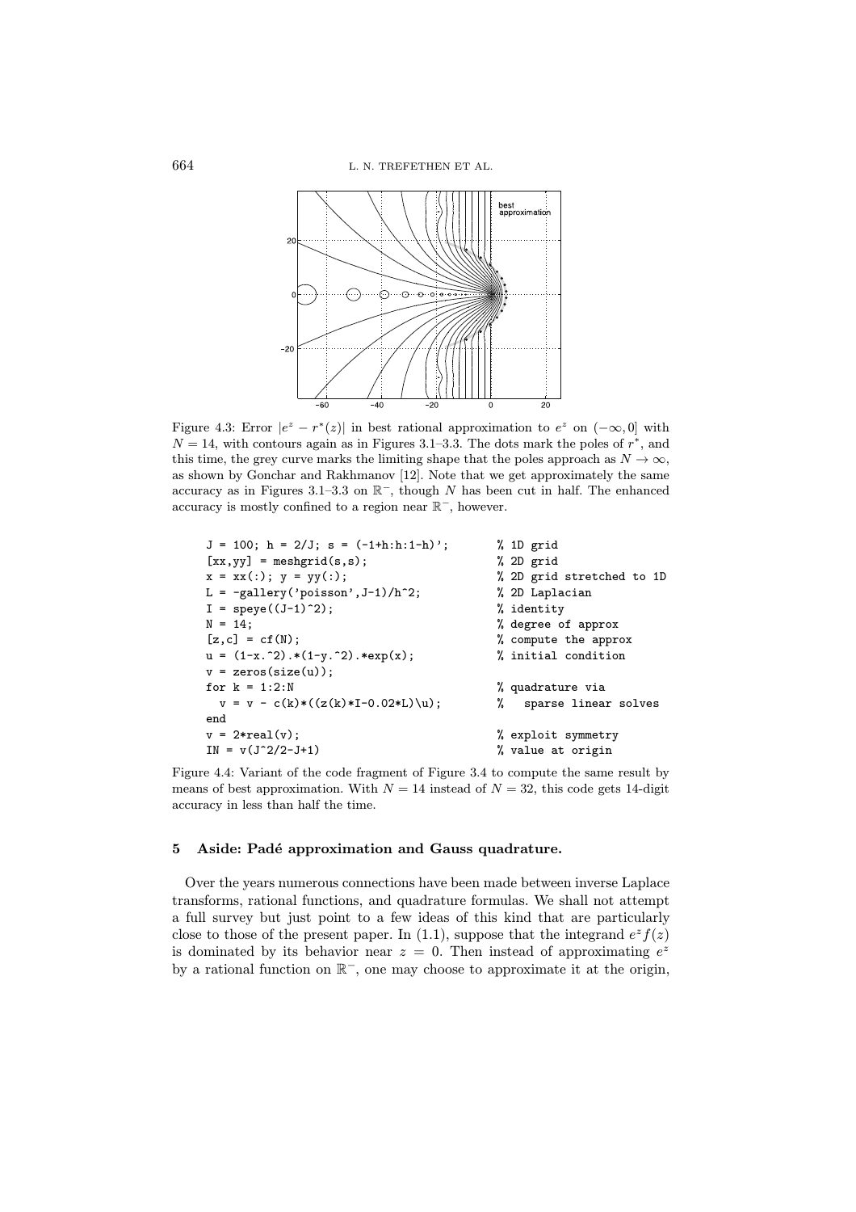Figure 4.3: Error $|e^z - r^*(z)|$ in best rational approximation to $e^z$ on $(-\infty, 0]$ with $N = 14$, with contours again as in Figures 3.1–3.3. The dots mark the poles of $r^*$, and this time, the grey curve marks the limiting shape that the poles approach as $N \to \infty$, as shown by Gonchar and Rakhmanov [12]. Note that we get approximately the same accuracy as in Figures 3.1–3.3 on $\mathbb{R}^-$, though $N$ has been cut in half. The enhanced accuracy is mostly confined to a region near $\mathbb{R}^-$, however.

```
J = 100; h = 2/J; s = (-1+h:h:1-h)';        % 1D grid
[xx,yy] = meshgrid(s,s);                     % 2D grid
x = xx(:); y = yy(:);                        % 2D grid stretched to 1D
L = -gallery('poisson',J-1)/h^2;             % 2D Laplacian
I = speye((J-1)^2);                          % identity
N = 14;                                      % degree of approx
[z,c] = cf(N);                               % compute the approx
u = (1-x.^2).*(1-y.^2).*exp(x);              % initial condition
v = zeros(size(u));
for k = 1:2:N                                % quadrature via
  v = v - c(k)*((z(k)*I-0.02*L)\u);          %   sparse linear solves
end
v = 2*real(v);                               % exploit symmetry
IN = v(J^2/2-J+1)                            % value at origin
```

Figure 4.4: Variant of the code fragment of Figure 3.4 to compute the same result by means of best approximation. With $N = 14$ instead of $N = 32$, this code gets 14-digit accuracy in less than half the time.

## 5 Aside: Padé approximation and Gauss quadrature.

Over the years numerous connections have been made between inverse Laplace transforms, rational functions, and quadrature formulas. We shall not attempt a full survey but just point to a few ideas of this kind that are particularly close to those of the present paper. In (1.1), suppose that the integrand $e^z f(z)$ is dominated by its behavior near $z = 0$. Then instead of approximating $e^z$ by a rational function on $\mathbb{R}^-$, one may choose to approximate it at the origin,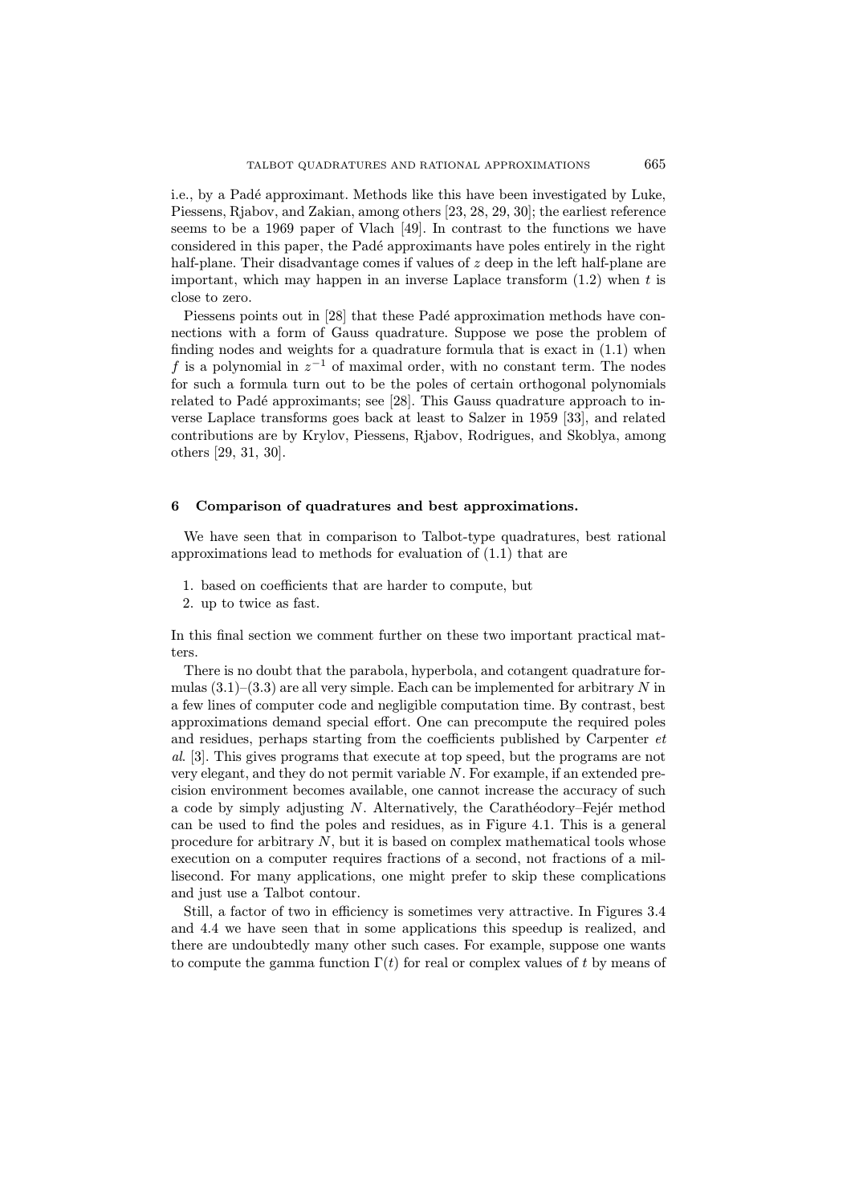i.e., by a Padé approximant. Methods like this have been investigated by Luke, Piessens, Rjabov, and Zakian, among others [23, 28, 29, 30]; the earliest reference seems to be a 1969 paper of Vlach [49]. In contrast to the functions we have considered in this paper, the Padé approximants have poles entirely in the right half-plane. Their disadvantage comes if values of $z$ deep in the left half-plane are important, which may happen in an inverse Laplace transform (1.2) when $t$ is close to zero.

Piessens points out in [28] that these Padé approximation methods have connections with a form of Gauss quadrature. Suppose we pose the problem of finding nodes and weights for a quadrature formula that is exact in (1.1) when $f$ is a polynomial in $z^{-1}$ of maximal order, with no constant term. The nodes for such a formula turn out to be the poles of certain orthogonal polynomials related to Padé approximants; see [28]. This Gauss quadrature approach to inverse Laplace transforms goes back at least to Salzer in 1959 [33], and related contributions are by Krylov, Piessens, Rjabov, Rodrigues, and Skoblya, among others [29, 31, 30].

## 6 Comparison of quadratures and best approximations.

We have seen that in comparison to Talbot-type quadratures, best rational approximations lead to methods for evaluation of (1.1) that are

1. based on coefficients that are harder to compute, but
2. up to twice as fast.

In this final section we comment further on these two important practical matters.

There is no doubt that the parabola, hyperbola, and cotangent quadrature formulas (3.1)–(3.3) are all very simple. Each can be implemented for arbitrary $N$ in a few lines of computer code and negligible computation time. By contrast, best approximations demand special effort. One can precompute the required poles and residues, perhaps starting from the coefficients published by Carpenter *et al*. [3]. This gives programs that execute at top speed, but the programs are not very elegant, and they do not permit variable $N$. For example, if an extended precision environment becomes available, one cannot increase the accuracy of such a code by simply adjusting $N$. Alternatively, the Carathéodory–Fejér method can be used to find the poles and residues, as in Figure 4.1. This is a general procedure for arbitrary $N$, but it is based on complex mathematical tools whose execution on a computer requires fractions of a second, not fractions of a millisecond. For many applications, one might prefer to skip these complications and just use a Talbot contour.

Still, a factor of two in efficiency is sometimes very attractive. In Figures 3.4 and 4.4 we have seen that in some applications this speedup is realized, and there are undoubtedly many other such cases. For example, suppose one wants to compute the gamma function $\Gamma(t)$ for real or complex values of $t$ by means of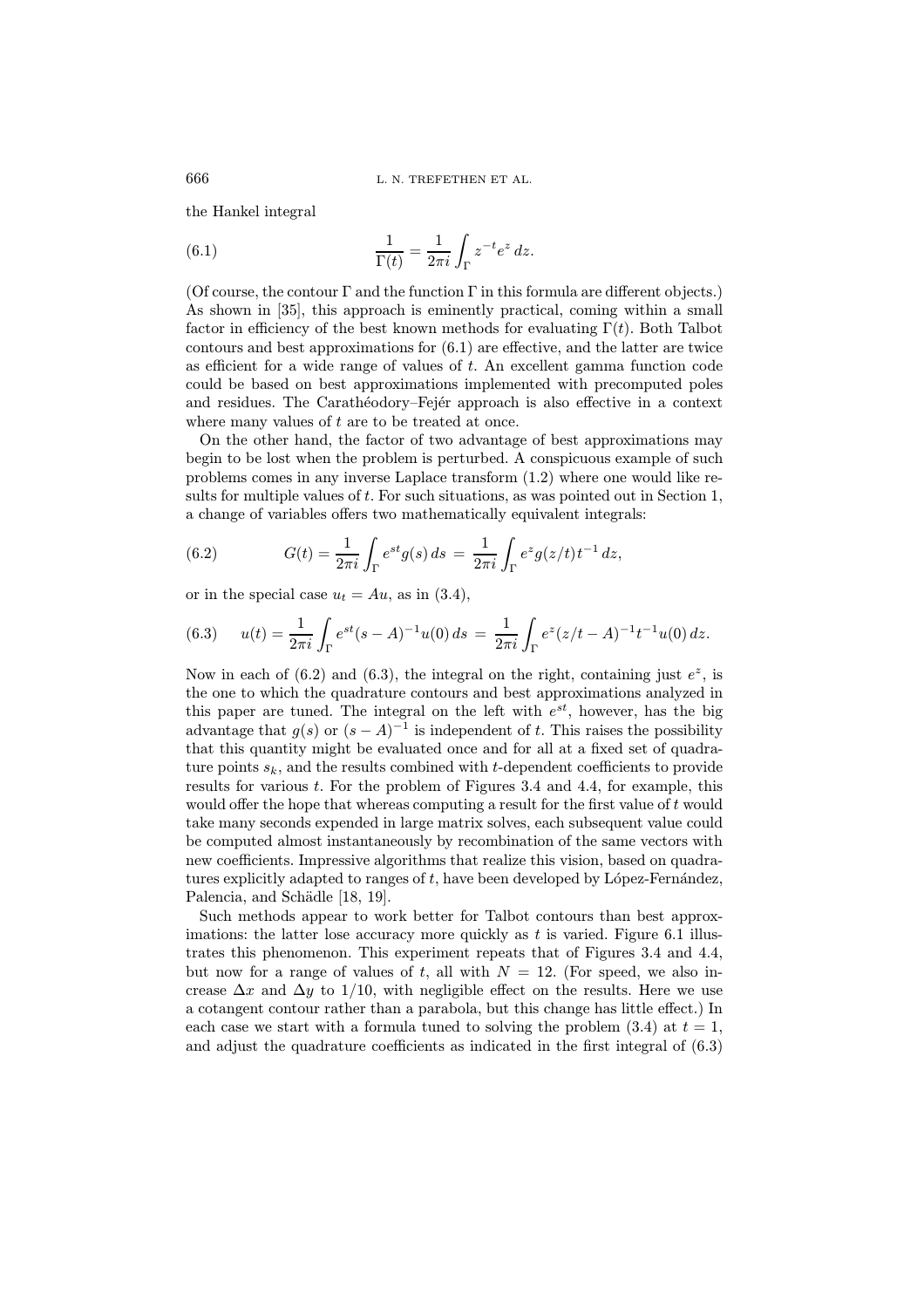the Hankel integral

$$\frac{1}{\Gamma(t)} = \frac{1}{2\pi i}\int_\Gamma z^{-t} e^z\, dz. \tag{6.1}$$

(Of course, the contour $\Gamma$ and the function $\Gamma$ in this formula are different objects.) As shown in [35], this approach is eminently practical, coming within a small factor in efficiency of the best known methods for evaluating $\Gamma(t)$. Both Talbot contours and best approximations for (6.1) are effective, and the latter are twice as efficient for a wide range of values of $t$. An excellent gamma function code could be based on best approximations implemented with precomputed poles and residues. The Carathéodory–Fejér approach is also effective in a context where many values of $t$ are to be treated at once.

On the other hand, the factor of two advantage of best approximations may begin to be lost when the problem is perturbed. A conspicuous example of such problems comes in any inverse Laplace transform (1.2) where one would like results for multiple values of $t$. For such situations, as was pointed out in Section 1, a change of variables offers two mathematically equivalent integrals:

$$G(t) = \frac{1}{2\pi i}\int_\Gamma e^{st} g(s)\, ds \;=\; \frac{1}{2\pi i}\int_\Gamma e^z g(z/t) t^{-1}\, dz, \tag{6.2}$$

or in the special case $u_t = Au$, as in (3.4),

$$u(t) = \frac{1}{2\pi i}\int_\Gamma e^{st}(s-A)^{-1}u(0)\, ds \;=\; \frac{1}{2\pi i}\int_\Gamma e^z (z/t - A)^{-1} t^{-1} u(0)\, dz. \tag{6.3}$$

Now in each of (6.2) and (6.3), the integral on the right, containing just $e^z$, is the one to which the quadrature contours and best approximations analyzed in this paper are tuned. The integral on the left with $e^{st}$, however, has the big advantage that $g(s)$ or $(s-A)^{-1}$ is independent of $t$. This raises the possibility that this quantity might be evaluated once and for all at a fixed set of quadrature points $s_k$, and the results combined with $t$-dependent coefficients to provide results for various $t$. For the problem of Figures 3.4 and 4.4, for example, this would offer the hope that whereas computing a result for the first value of $t$ would take many seconds expended in large matrix solves, each subsequent value could be computed almost instantaneously by recombination of the same vectors with new coefficients. Impressive algorithms that realize this vision, based on quadratures explicitly adapted to ranges of $t$, have been developed by López-Fernández, Palencia, and Schädle [18, 19].

Such methods appear to work better for Talbot contours than best approximations: the latter lose accuracy more quickly as $t$ is varied. Figure 6.1 illustrates this phenomenon. This experiment repeats that of Figures 3.4 and 4.4, but now for a range of values of $t$, all with $N = 12$. (For speed, we also increase $\Delta x$ and $\Delta y$ to $1/10$, with negligible effect on the results. Here we use a cotangent contour rather than a parabola, but this change has little effect.) In each case we start with a formula tuned to solving the problem (3.4) at $t = 1$, and adjust the quadrature coefficients as indicated in the first integral of (6.3)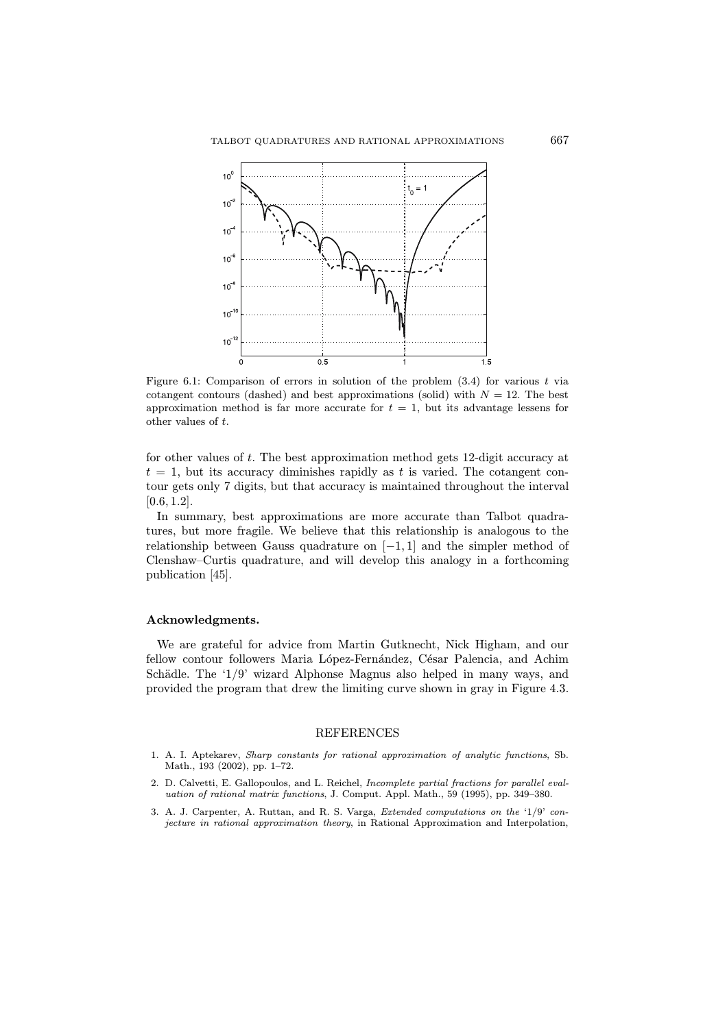Figure 6.1: Comparison of errors in solution of the problem (3.4) for various $t$ via cotangent contours (dashed) and best approximations (solid) with $N = 12$. The best approximation method is far more accurate for $t = 1$, but its advantage lessens for other values of $t$.

for other values of $t$. The best approximation method gets 12-digit accuracy at $t = 1$, but its accuracy diminishes rapidly as $t$ is varied. The cotangent contour gets only 7 digits, but that accuracy is maintained throughout the interval $[0.6, 1.2]$.

In summary, best approximations are more accurate than Talbot quadratures, but more fragile. We believe that this relationship is analogous to the relationship between Gauss quadrature on $[-1, 1]$ and the simpler method of Clenshaw–Curtis quadrature, and will develop this analogy in a forthcoming publication [45].

## Acknowledgments.

We are grateful for advice from Martin Gutknecht, Nick Higham, and our fellow contour followers Maria López-Fernández, César Palencia, and Achim Schädle. The '1/9' wizard Alphonse Magnus also helped in many ways, and provided the program that drew the limiting curve shown in gray in Figure 4.3.

## REFERENCES

1. A. I. Aptekarev, *Sharp constants for rational approximation of analytic functions*, Sb. Math., 193 (2002), pp. 1–72.
2. D. Calvetti, E. Gallopoulos, and L. Reichel, *Incomplete partial fractions for parallel evaluation of rational matrix functions*, J. Comput. Appl. Math., 59 (1995), pp. 349–380.
3. A. J. Carpenter, A. Ruttan, and R. S. Varga, *Extended computations on the '1/9' conjecture in rational approximation theory*, in Rational Approximation and Interpolation,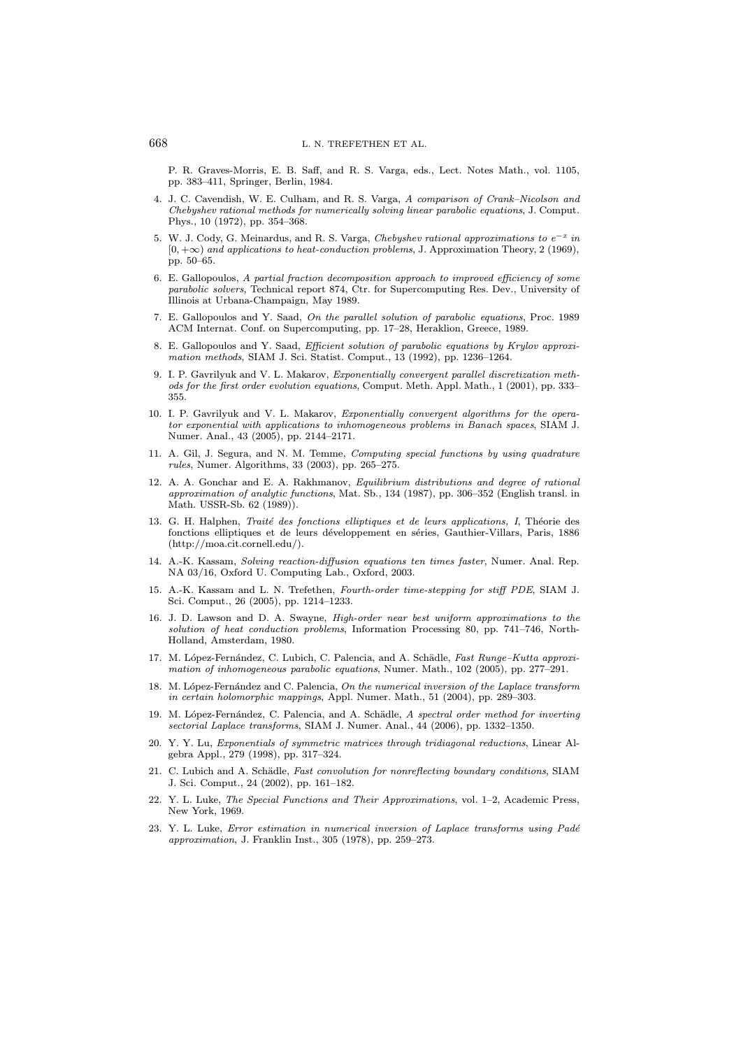P. R. Graves-Morris, E. B. Saff, and R. S. Varga, eds., Lect. Notes Math., vol. 1105, pp. 383–411, Springer, Berlin, 1984.

4. J. C. Cavendish, W. E. Culham, and R. S. Varga, *A comparison of Crank–Nicolson and Chebyshev rational methods for numerically solving linear parabolic equations*, J. Comput. Phys., 10 (1972), pp. 354–368.
5. W. J. Cody, G. Meinardus, and R. S. Varga, *Chebyshev rational approximations to $e^{-x}$ in $[0, +\infty)$ and applications to heat-conduction problems*, J. Approximation Theory, 2 (1969), pp. 50–65.
6. E. Gallopoulos, *A partial fraction decomposition approach to improved efficiency of some parabolic solvers*, Technical report 874, Ctr. for Supercomputing Res. Dev., University of Illinois at Urbana-Champaign, May 1989.
7. E. Gallopoulos and Y. Saad, *On the parallel solution of parabolic equations*, Proc. 1989 ACM Internat. Conf. on Supercomputing, pp. 17–28, Heraklion, Greece, 1989.
8. E. Gallopoulos and Y. Saad, *Efficient solution of parabolic equations by Krylov approximation methods*, SIAM J. Sci. Statist. Comput., 13 (1992), pp. 1236–1264.
9. I. P. Gavrilyuk and V. L. Makarov, *Exponentially convergent parallel discretization methods for the first order evolution equations*, Comput. Meth. Appl. Math., 1 (2001), pp. 333–355.
10. I. P. Gavrilyuk and V. L. Makarov, *Exponentially convergent algorithms for the operator exponential with applications to inhomogeneous problems in Banach spaces*, SIAM J. Numer. Anal., 43 (2005), pp. 2144–2171.
11. A. Gil, J. Segura, and N. M. Temme, *Computing special functions by using quadrature rules*, Numer. Algorithms, 33 (2003), pp. 265–275.
12. A. A. Gonchar and E. A. Rakhmanov, *Equilibrium distributions and degree of rational approximation of analytic functions*, Mat. Sb., 134 (1987), pp. 306–352 (English transl. in Math. USSR-Sb. 62 (1989)).
13. G. H. Halphen, *Traité des fonctions elliptiques et de leurs applications, I*, Théorie des fonctions elliptiques et de leurs développement en séries, Gauthier-Villars, Paris, 1886 (http://moa.cit.cornell.edu/).
14. A.-K. Kassam, *Solving reaction-diffusion equations ten times faster*, Numer. Anal. Rep. NA 03/16, Oxford U. Computing Lab., Oxford, 2003.
15. A.-K. Kassam and L. N. Trefethen, *Fourth-order time-stepping for stiff PDE*, SIAM J. Sci. Comput., 26 (2005), pp. 1214–1233.
16. J. D. Lawson and D. A. Swayne, *High-order near best uniform approximations to the solution of heat conduction problems*, Information Processing 80, pp. 741–746, North-Holland, Amsterdam, 1980.
17. M. López-Fernández, C. Lubich, C. Palencia, and A. Schädle, *Fast Runge–Kutta approximation of inhomogeneous parabolic equations*, Numer. Math., 102 (2005), pp. 277–291.
18. M. López-Fernández and C. Palencia, *On the numerical inversion of the Laplace transform in certain holomorphic mappings*, Appl. Numer. Math., 51 (2004), pp. 289–303.
19. M. López-Fernández, C. Palencia, and A. Schädle, *A spectral order method for inverting sectorial Laplace transforms*, SIAM J. Numer. Anal., 44 (2006), pp. 1332–1350.
20. Y. Y. Lu, *Exponentials of symmetric matrices through tridiagonal reductions*, Linear Algebra Appl., 279 (1998), pp. 317–324.
21. C. Lubich and A. Schädle, *Fast convolution for nonreflecting boundary conditions*, SIAM J. Sci. Comput., 24 (2002), pp. 161–182.
22. Y. L. Luke, *The Special Functions and Their Approximations*, vol. 1–2, Academic Press, New York, 1969.
23. Y. L. Luke, *Error estimation in numerical inversion of Laplace transforms using Padé approximation*, J. Franklin Inst., 305 (1978), pp. 259–273.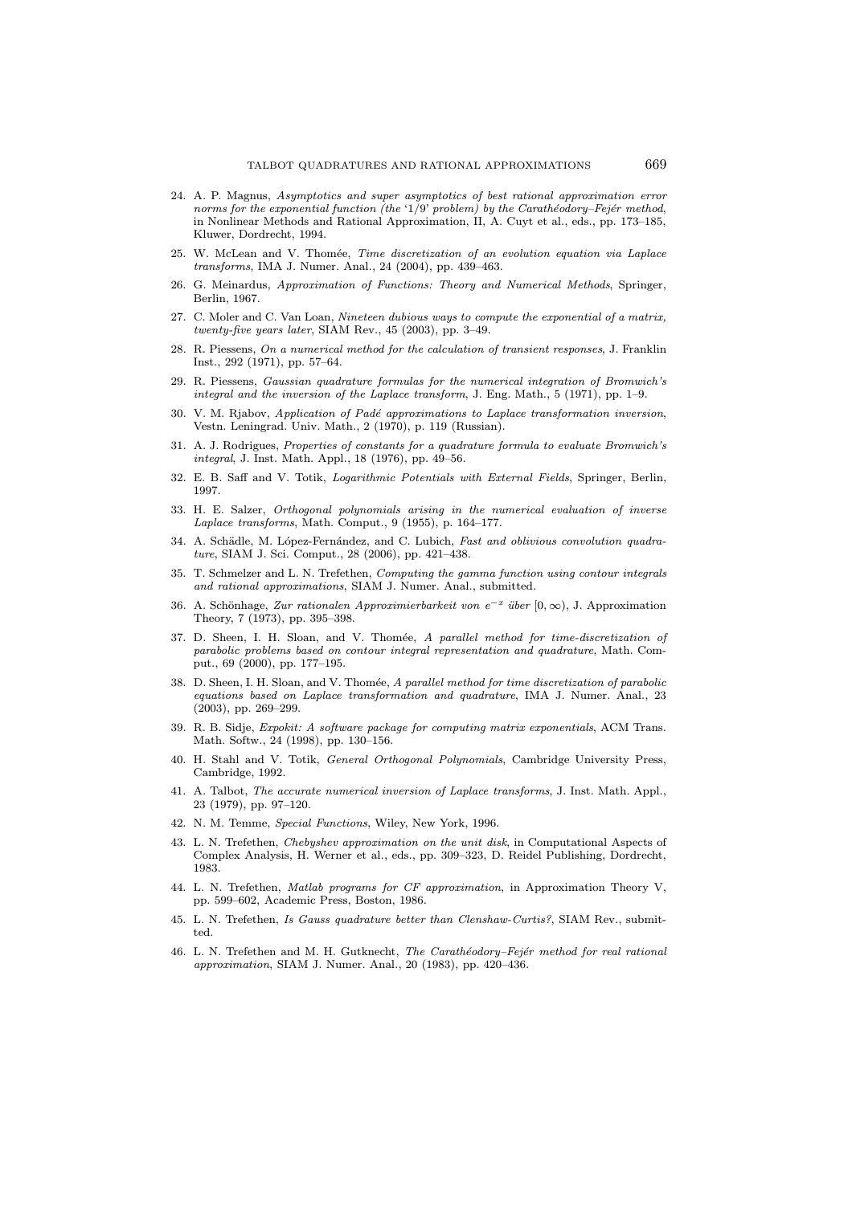24. A. P. Magnus, *Asymptotics and super asymptotics of best rational approximation error norms for the exponential function (the '1/9' problem) by the Carathéodory–Fejér method*, in Nonlinear Methods and Rational Approximation, II, A. Cuyt et al., eds., pp. 173–185, Kluwer, Dordrecht, 1994.

25. W. McLean and V. Thomée, *Time discretization of an evolution equation via Laplace transforms*, IMA J. Numer. Anal., 24 (2004), pp. 439–463.

26. G. Meinardus, *Approximation of Functions: Theory and Numerical Methods*, Springer, Berlin, 1967.

27. C. Moler and C. Van Loan, *Nineteen dubious ways to compute the exponential of a matrix, twenty-five years later*, SIAM Rev., 45 (2003), pp. 3–49.

28. R. Piessens, *On a numerical method for the calculation of transient responses*, J. Franklin Inst., 292 (1971), pp. 57–64.

29. R. Piessens, *Gaussian quadrature formulas for the numerical integration of Bromwich's integral and the inversion of the Laplace transform*, J. Eng. Math., 5 (1971), pp. 1–9.

30. V. M. Rjabov, *Application of Padé approximations to Laplace transformation inversion*, Vestn. Leningrad. Univ. Math., 2 (1970), p. 119 (Russian).

31. A. J. Rodrigues, *Properties of constants for a quadrature formula to evaluate Bromwich's integral*, J. Inst. Math. Appl., 18 (1976), pp. 49–56.

32. E. B. Saff and V. Totik, *Logarithmic Potentials with External Fields*, Springer, Berlin, 1997.

33. H. E. Salzer, *Orthogonal polynomials arising in the numerical evaluation of inverse Laplace transforms*, Math. Comput., 9 (1955), p. 164–177.

34. A. Schädle, M. López-Fernández, and C. Lubich, *Fast and oblivious convolution quadrature*, SIAM J. Sci. Comput., 28 (2006), pp. 421–438.

35. T. Schmelzer and L. N. Trefethen, *Computing the gamma function using contour integrals and rational approximations*, SIAM J. Numer. Anal., submitted.

36. A. Schönhage, *Zur rationalen Approximierbarkeit von $e^{-x}$ über $[0,\infty)$*, J. Approximation Theory, 7 (1973), pp. 395–398.

37. D. Sheen, I. H. Sloan, and V. Thomée, *A parallel method for time-discretization of parabolic problems based on contour integral representation and quadrature*, Math. Comput., 69 (2000), pp. 177–195.

38. D. Sheen, I. H. Sloan, and V. Thomée, *A parallel method for time discretization of parabolic equations based on Laplace transformation and quadrature*, IMA J. Numer. Anal., 23 (2003), pp. 269–299.

39. R. B. Sidje, *Expokit: A software package for computing matrix exponentials*, ACM Trans. Math. Softw., 24 (1998), pp. 130–156.

40. H. Stahl and V. Totik, *General Orthogonal Polynomials*, Cambridge University Press, Cambridge, 1992.

41. A. Talbot, *The accurate numerical inversion of Laplace transforms*, J. Inst. Math. Appl., 23 (1979), pp. 97–120.

42. N. M. Temme, *Special Functions*, Wiley, New York, 1996.

43. L. N. Trefethen, *Chebyshev approximation on the unit disk*, in Computational Aspects of Complex Analysis, H. Werner et al., eds., pp. 309–323, D. Reidel Publishing, Dordrecht, 1983.

44. L. N. Trefethen, *Matlab programs for CF approximation*, in Approximation Theory V, pp. 599–602, Academic Press, Boston, 1986.

45. L. N. Trefethen, *Is Gauss quadrature better than Clenshaw-Curtis?*, SIAM Rev., submitted.

46. L. N. Trefethen and M. H. Gutknecht, *The Carathéodory–Fejér method for real rational approximation*, SIAM J. Numer. Anal., 20 (1983), pp. 420–436.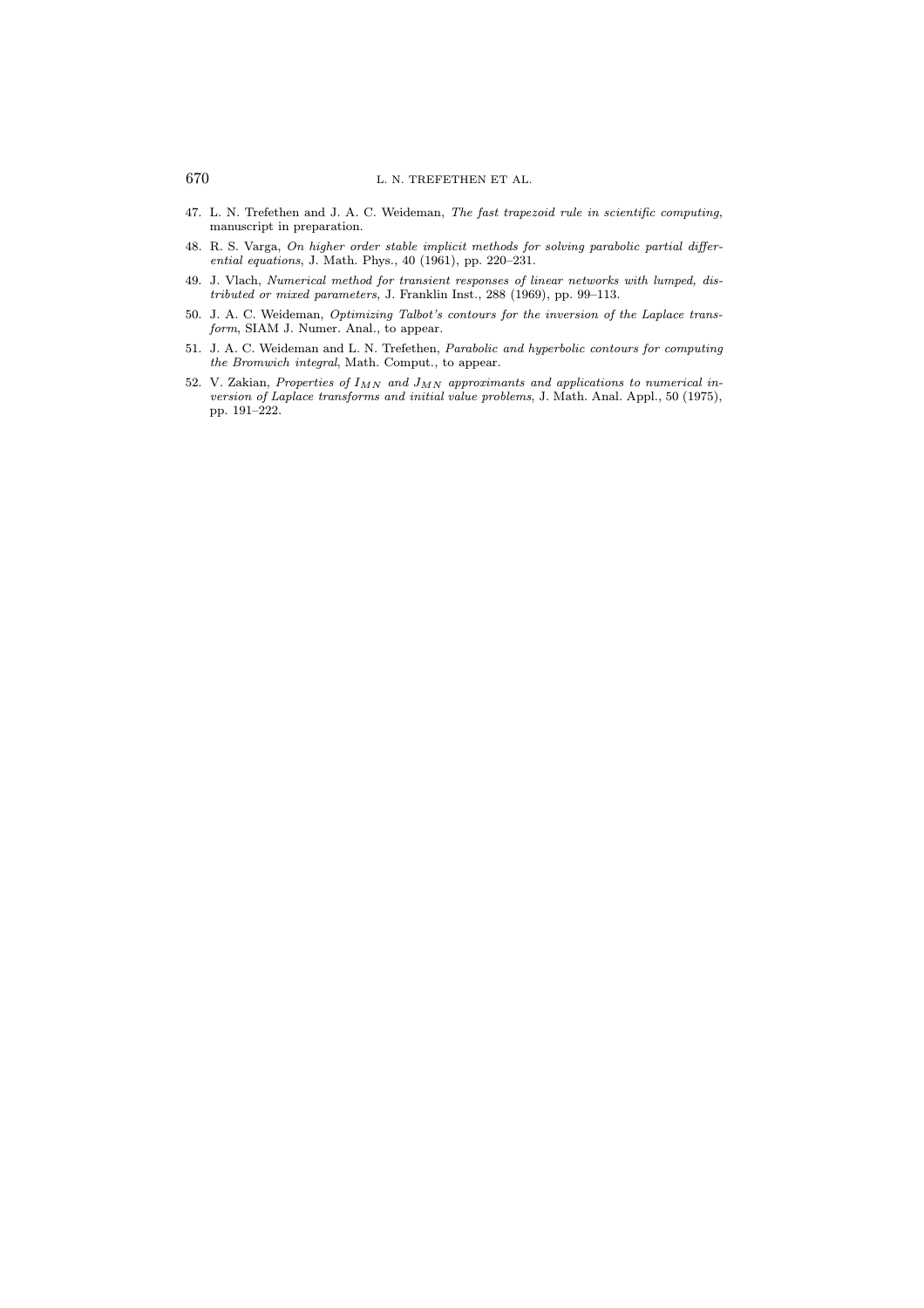47. L. N. Trefethen and J. A. C. Weideman, *The fast trapezoid rule in scientific computing*, manuscript in preparation.
48. R. S. Varga, *On higher order stable implicit methods for solving parabolic partial differential equations*, J. Math. Phys., 40 (1961), pp. 220–231.
49. J. Vlach, *Numerical method for transient responses of linear networks with lumped, distributed or mixed parameters*, J. Franklin Inst., 288 (1969), pp. 99–113.
50. J. A. C. Weideman, *Optimizing Talbot's contours for the inversion of the Laplace transform*, SIAM J. Numer. Anal., to appear.
51. J. A. C. Weideman and L. N. Trefethen, *Parabolic and hyperbolic contours for computing the Bromwich integral*, Math. Comput., to appear.
52. V. Zakian, *Properties of $I_{MN}$ and $J_{MN}$ approximants and applications to numerical inversion of Laplace transforms and initial value problems*, J. Math. Anal. Appl., 50 (1975), pp. 191–222.